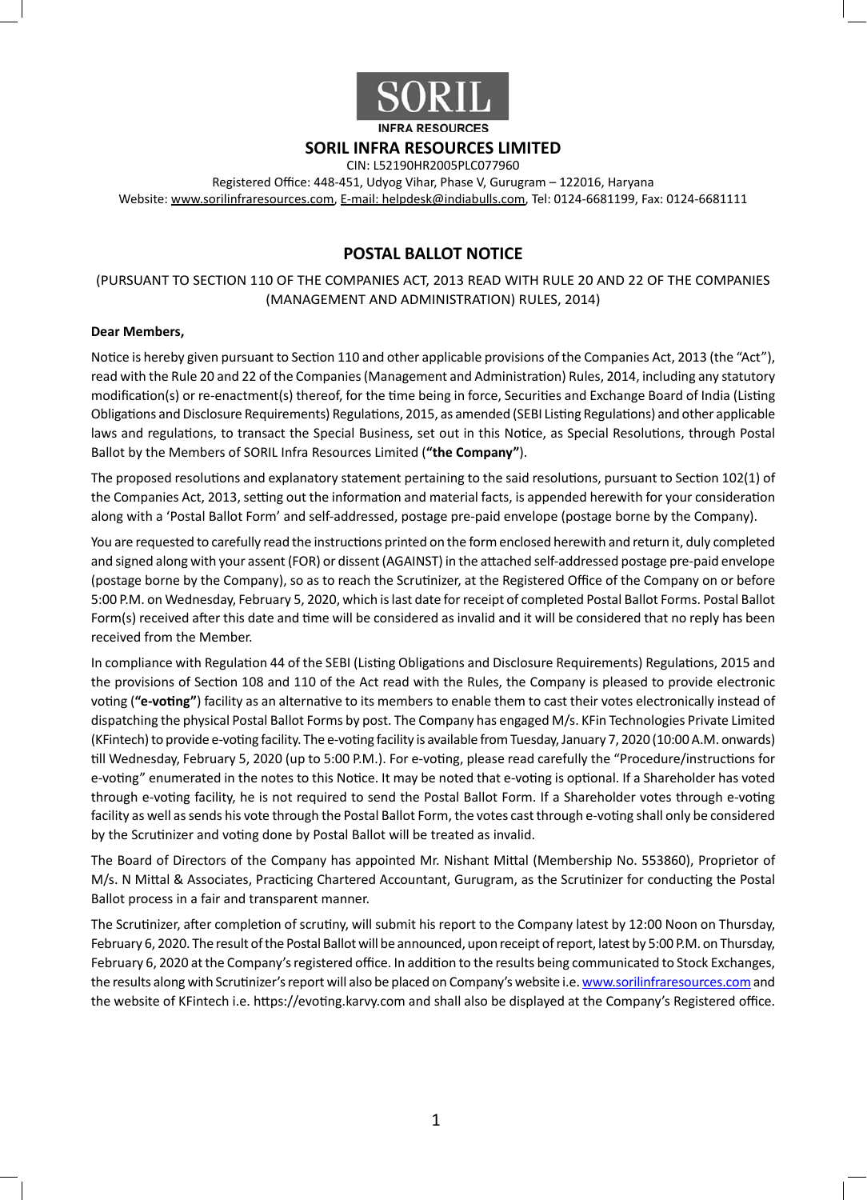SORIL

INFRA RESOURCES

# SORIL INFRA RESOURCES LIMITED

CIN: L52190HR2005PLC077960

Registered Office: 448-451, Udyog Vihar, Phase V, Gurugram – 122016, Haryana

Website: www.sorilinfraresources.com, E-mail: helpdesk@indiabulls.com, Tel: 0124-6681199, Fax: 0124-6681111

## POSTAL BALLOT NOTICE

(PURSUANT TO SECTION 110 OF THE COMPANIES ACT, 2013 READ WITH RULE 20 AND 22 OF THE COMPANIES (MANAGEMENT AND ADMINISTRATION) RULES, 2014)

**Dear Members,**

Notice is hereby given pursuant to Section 110 and other applicable provisions of the Companies Act, 2013 (the "Act"), read with the Rule 20 and 22 of the Companies (Management and Administration) Rules, 2014, including any statutory modification(s) or re-enactment(s) thereof, for the time being in force, Securities and Exchange Board of India (Listing Obligations and Disclosure Requirements) Regulations, 2015, as amended (SEBI Listing Regulations) and other applicable laws and regulations, to transact the Special Business, set out in this Notice, as Special Resolutions, through Postal Ballot by the Members of SORIL Infra Resources Limited (**"the Company"**).

The proposed resolutions and explanatory statement pertaining to the said resolutions, pursuant to Section 102(1) of the Companies Act, 2013, setting out the information and material facts, is appended herewith for your consideration along with a 'Postal Ballot Form' and self-addressed, postage pre-paid envelope (postage borne by the Company).

You are requested to carefully read the instructions printed on the form enclosed herewith and return it, duly completed and signed along with your assent (FOR) or dissent (AGAINST) in the attached self-addressed postage pre-paid envelope (postage borne by the Company), so as to reach the Scrutinizer, at the Registered Office of the Company on or before 5:00 P.M. on Wednesday, February 5, 2020, which is last date for receipt of completed Postal Ballot Forms. Postal Ballot Form(s) received after this date and time will be considered as invalid and it will be considered that no reply has been received from the Member.

In compliance with Regulation 44 of the SEBI (Listing Obligations and Disclosure Requirements) Regulations, 2015 and the provisions of Section 108 and 110 of the Act read with the Rules, the Company is pleased to provide electronic voting (**"e-voting"**) facility as an alternative to its members to enable them to cast their votes electronically instead of dispatching the physical Postal Ballot Forms by post. The Company has engaged M/s. KFin Technologies Private Limited (KFintech) to provide e-voting facility. The e-voting facility is available from Tuesday, January 7, 2020 (10:00 A.M. onwards) till Wednesday, February 5, 2020 (up to 5:00 P.M.). For e-voting, please read carefully the "Procedure/instructions for e-voting" enumerated in the notes to this Notice. It may be noted that e-voting is optional. If a Shareholder has voted through e-voting facility, he is not required to send the Postal Ballot Form. If a Shareholder votes through e-voting facility as well as sends his vote through the Postal Ballot Form, the votes cast through e-voting shall only be considered by the Scrutinizer and voting done by Postal Ballot will be treated as invalid.

The Board of Directors of the Company has appointed Mr. Nishant Mittal (Membership No. 553860), Proprietor of M/s. N Mittal & Associates, Practicing Chartered Accountant, Gurugram, as the Scrutinizer for conducting the Postal Ballot process in a fair and transparent manner.

The Scrutinizer, after completion of scrutiny, will submit his report to the Company latest by 12:00 Noon on Thursday, February 6, 2020. The result of the Postal Ballot will be announced, upon receipt of report, latest by 5:00 P.M. on Thursday, February 6, 2020 at the Company's registered office. In addition to the results being communicated to Stock Exchanges, the results along with Scrutinizer's report will also be placed on Company's website i.e. www.sorilinfraresources.com and the website of KFintech i.e. https://evoting.karvy.com and shall also be displayed at the Company's Registered office.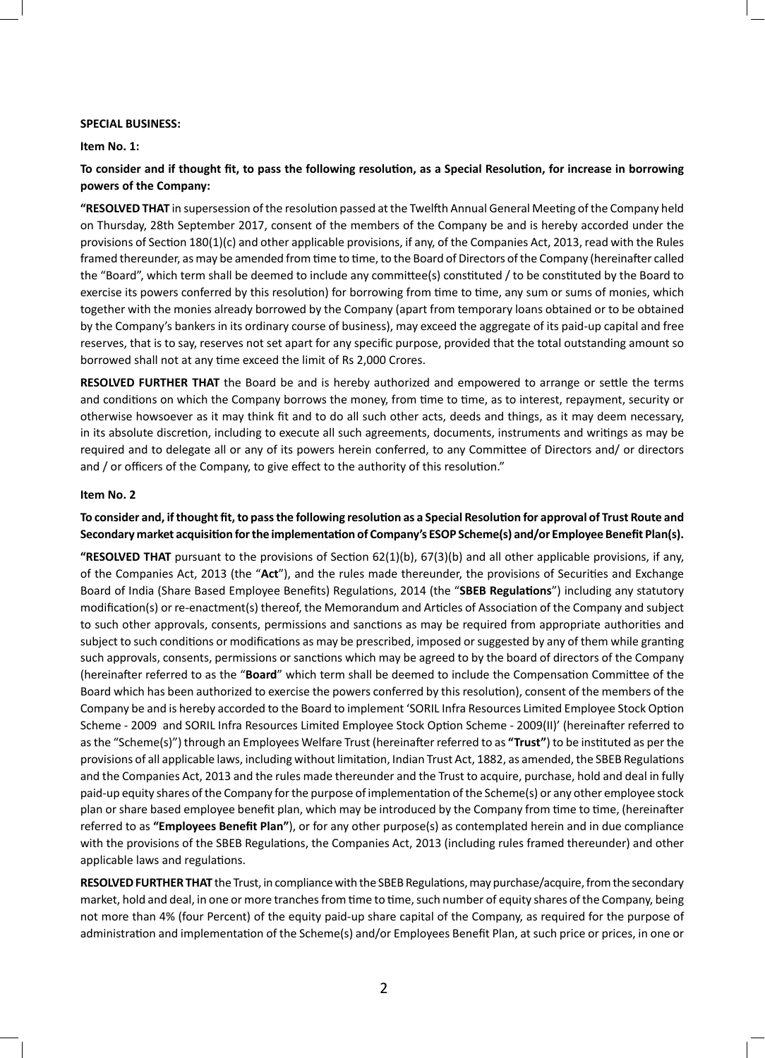**SPECIAL BUSINESS:**

**Item No. 1:**

**To consider and if thought fit, to pass the following resolution, as a Special Resolution, for increase in borrowing powers of the Company:**

**"RESOLVED THAT** in supersession of the resolution passed at the Twelfth Annual General Meeting of the Company held on Thursday, 28th September 2017, consent of the members of the Company be and is hereby accorded under the provisions of Section 180(1)(c) and other applicable provisions, if any, of the Companies Act, 2013, read with the Rules framed thereunder, as may be amended from time to time, to the Board of Directors of the Company (hereinafter called the "Board", which term shall be deemed to include any committee(s) constituted / to be constituted by the Board to exercise its powers conferred by this resolution) for borrowing from time to time, any sum or sums of monies, which together with the monies already borrowed by the Company (apart from temporary loans obtained or to be obtained by the Company's bankers in its ordinary course of business), may exceed the aggregate of its paid-up capital and free reserves, that is to say, reserves not set apart for any specific purpose, provided that the total outstanding amount so borrowed shall not at any time exceed the limit of Rs 2,000 Crores.

**RESOLVED FURTHER THAT** the Board be and is hereby authorized and empowered to arrange or settle the terms and conditions on which the Company borrows the money, from time to time, as to interest, repayment, security or otherwise howsoever as it may think fit and to do all such other acts, deeds and things, as it may deem necessary, in its absolute discretion, including to execute all such agreements, documents, instruments and writings as may be required and to delegate all or any of its powers herein conferred, to any Committee of Directors and/ or directors and / or officers of the Company, to give effect to the authority of this resolution."

**Item No. 2**

**To consider and, if thought fit, to pass the following resolution as a Special Resolution for approval of Trust Route and Secondary market acquisition for the implementation of Company's ESOP Scheme(s) and/or Employee Benefit Plan(s).**

**"RESOLVED THAT** pursuant to the provisions of Section 62(1)(b), 67(3)(b) and all other applicable provisions, if any, of the Companies Act, 2013 (the "**Act**"), and the rules made thereunder, the provisions of Securities and Exchange Board of India (Share Based Employee Benefits) Regulations, 2014 (the "**SBEB Regulations**") including any statutory modification(s) or re-enactment(s) thereof, the Memorandum and Articles of Association of the Company and subject to such other approvals, consents, permissions and sanctions as may be required from appropriate authorities and subject to such conditions or modifications as may be prescribed, imposed or suggested by any of them while granting such approvals, consents, permissions or sanctions which may be agreed to by the board of directors of the Company (hereinafter referred to as the "**Board**" which term shall be deemed to include the Compensation Committee of the Board which has been authorized to exercise the powers conferred by this resolution), consent of the members of the Company be and is hereby accorded to the Board to implement 'SORIL Infra Resources Limited Employee Stock Option Scheme - 2009 and SORIL Infra Resources Limited Employee Stock Option Scheme - 2009(II)' (hereinafter referred to as the "Scheme(s)") through an Employees Welfare Trust (hereinafter referred to as **"Trust"**) to be instituted as per the provisions of all applicable laws, including without limitation, Indian Trust Act, 1882, as amended, the SBEB Regulations and the Companies Act, 2013 and the rules made thereunder and the Trust to acquire, purchase, hold and deal in fully paid-up equity shares of the Company for the purpose of implementation of the Scheme(s) or any other employee stock plan or share based employee benefit plan, which may be introduced by the Company from time to time, (hereinafter referred to as **"Employees Benefit Plan"**), or for any other purpose(s) as contemplated herein and in due compliance with the provisions of the SBEB Regulations, the Companies Act, 2013 (including rules framed thereunder) and other applicable laws and regulations.

**RESOLVED FURTHER THAT** the Trust, in compliance with the SBEB Regulations, may purchase/acquire, from the secondary market, hold and deal, in one or more tranches from time to time, such number of equity shares of the Company, being not more than 4% (four Percent) of the equity paid-up share capital of the Company, as required for the purpose of administration and implementation of the Scheme(s) and/or Employees Benefit Plan, at such price or prices, in one or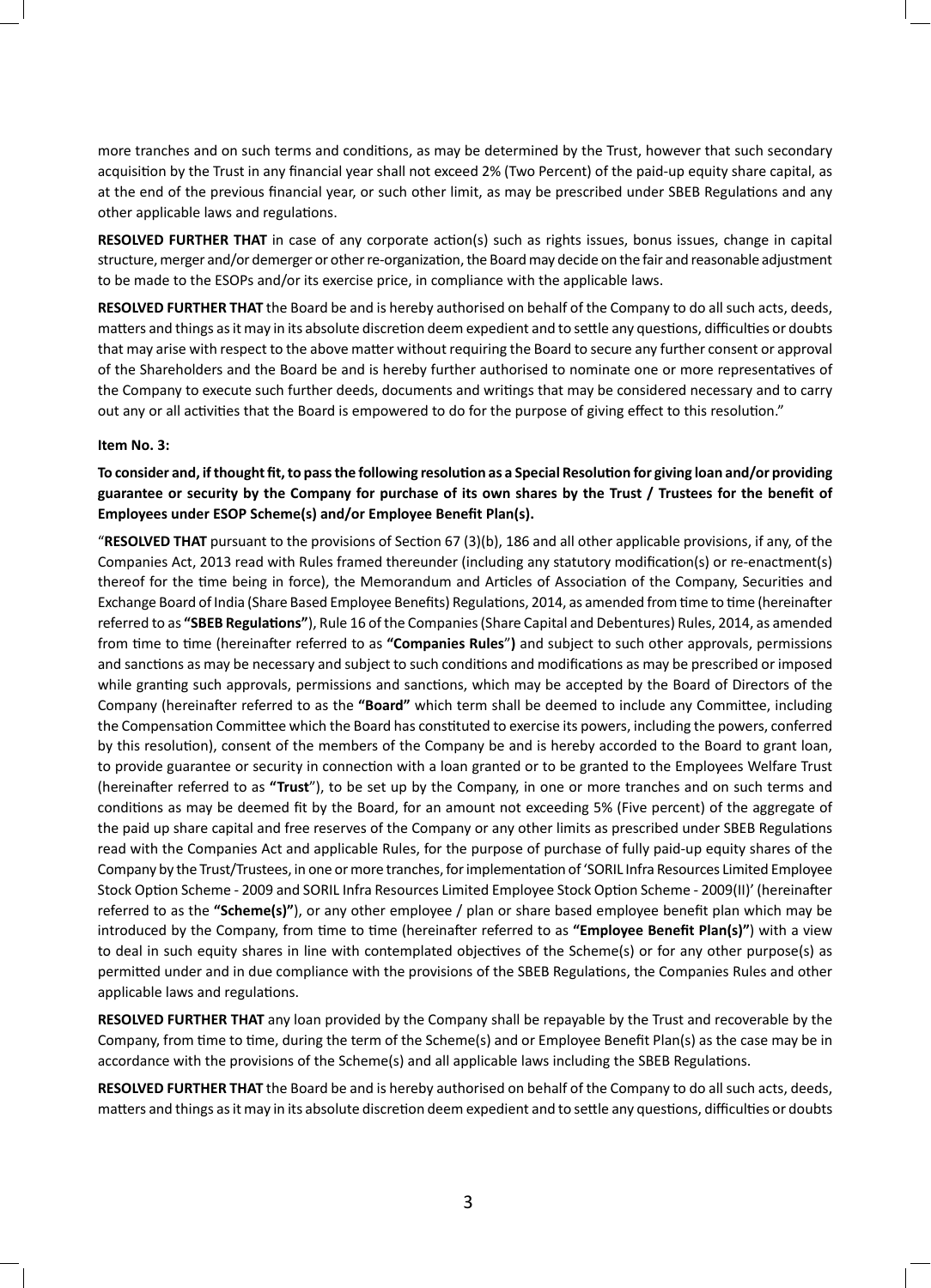more tranches and on such terms and conditions, as may be determined by the Trust, however that such secondary acquisition by the Trust in any financial year shall not exceed 2% (Two Percent) of the paid-up equity share capital, as at the end of the previous financial year, or such other limit, as may be prescribed under SBEB Regulations and any other applicable laws and regulations.

**RESOLVED FURTHER THAT** in case of any corporate action(s) such as rights issues, bonus issues, change in capital structure, merger and/or demerger or other re-organization, the Board may decide on the fair and reasonable adjustment to be made to the ESOPs and/or its exercise price, in compliance with the applicable laws.

**RESOLVED FURTHER THAT** the Board be and is hereby authorised on behalf of the Company to do all such acts, deeds, matters and things as it may in its absolute discretion deem expedient and to settle any questions, difficulties or doubts that may arise with respect to the above matter without requiring the Board to secure any further consent or approval of the Shareholders and the Board be and is hereby further authorised to nominate one or more representatives of the Company to execute such further deeds, documents and writings that may be considered necessary and to carry out any or all activities that the Board is empowered to do for the purpose of giving effect to this resolution."

**Item No. 3:**

**To consider and, if thought fit, to pass the following resolution as a Special Resolution for giving loan and/or providing guarantee or security by the Company for purchase of its own shares by the Trust / Trustees for the benefit of Employees under ESOP Scheme(s) and/or Employee Benefit Plan(s).**

"**RESOLVED THAT** pursuant to the provisions of Section 67 (3)(b), 186 and all other applicable provisions, if any, of the Companies Act, 2013 read with Rules framed thereunder (including any statutory modification(s) or re-enactment(s) thereof for the time being in force), the Memorandum and Articles of Association of the Company, Securities and Exchange Board of India (Share Based Employee Benefits) Regulations, 2014, as amended from time to time (hereinafter referred to as **"SBEB Regulations"**), Rule 16 of the Companies (Share Capital and Debentures) Rules, 2014, as amended from time to time (hereinafter referred to as **"Companies Rules"**) and subject to such other approvals, permissions and sanctions as may be necessary and subject to such conditions and modifications as may be prescribed or imposed while granting such approvals, permissions and sanctions, which may be accepted by the Board of Directors of the Company (hereinafter referred to as the **"Board"** which term shall be deemed to include any Committee, including the Compensation Committee which the Board has constituted to exercise its powers, including the powers, conferred by this resolution), consent of the members of the Company be and is hereby accorded to the Board to grant loan, to provide guarantee or security in connection with a loan granted or to be granted to the Employees Welfare Trust (hereinafter referred to as **"Trust"**), to be set up by the Company, in one or more tranches and on such terms and conditions as may be deemed fit by the Board, for an amount not exceeding 5% (Five percent) of the aggregate of the paid up share capital and free reserves of the Company or any other limits as prescribed under SBEB Regulations read with the Companies Act and applicable Rules, for the purpose of purchase of fully paid-up equity shares of the Company by the Trust/Trustees, in one or more tranches, for implementation of 'SORIL Infra Resources Limited Employee Stock Option Scheme - 2009 and SORIL Infra Resources Limited Employee Stock Option Scheme - 2009(II)' (hereinafter referred to as the **"Scheme(s)"**), or any other employee / plan or share based employee benefit plan which may be introduced by the Company, from time to time (hereinafter referred to as **"Employee Benefit Plan(s)"**) with a view to deal in such equity shares in line with contemplated objectives of the Scheme(s) or for any other purpose(s) as permitted under and in due compliance with the provisions of the SBEB Regulations, the Companies Rules and other applicable laws and regulations.

**RESOLVED FURTHER THAT** any loan provided by the Company shall be repayable by the Trust and recoverable by the Company, from time to time, during the term of the Scheme(s) and or Employee Benefit Plan(s) as the case may be in accordance with the provisions of the Scheme(s) and all applicable laws including the SBEB Regulations.

**RESOLVED FURTHER THAT** the Board be and is hereby authorised on behalf of the Company to do all such acts, deeds, matters and things as it may in its absolute discretion deem expedient and to settle any questions, difficulties or doubts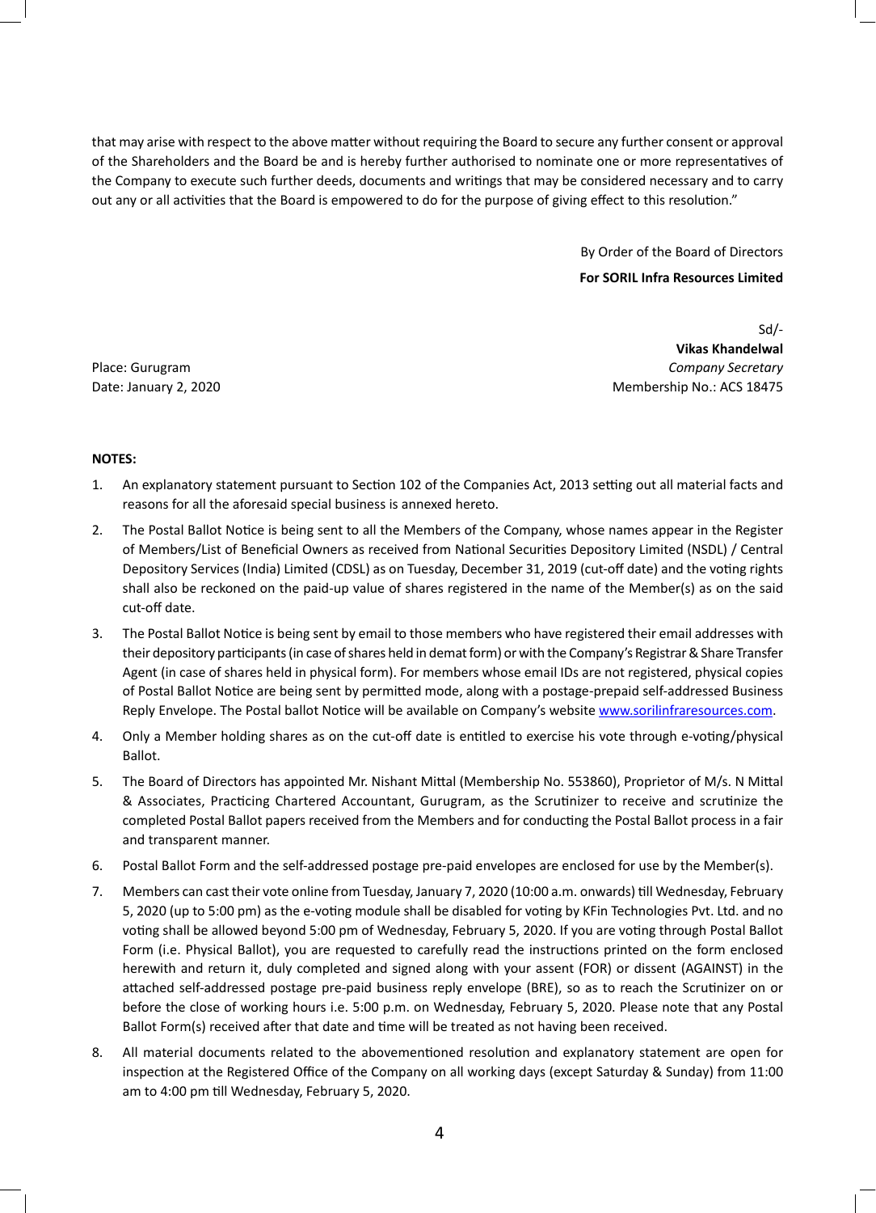that may arise with respect to the above matter without requiring the Board to secure any further consent or approval of the Shareholders and the Board be and is hereby further authorised to nominate one or more representatives of the Company to execute such further deeds, documents and writings that may be considered necessary and to carry out any or all activities that the Board is empowered to do for the purpose of giving effect to this resolution."

By Order of the Board of Directors
**For SORIL Infra Resources Limited**

Sd/-
**Vikas Khandelwal**
*Company Secretary*
Membership No.: ACS 18475

Place: Gurugram
Date: January 2, 2020

**NOTES:**

1. An explanatory statement pursuant to Section 102 of the Companies Act, 2013 setting out all material facts and reasons for all the aforesaid special business is annexed hereto.
2. The Postal Ballot Notice is being sent to all the Members of the Company, whose names appear in the Register of Members/List of Beneficial Owners as received from National Securities Depository Limited (NSDL) / Central Depository Services (India) Limited (CDSL) as on Tuesday, December 31, 2019 (cut-off date) and the voting rights shall also be reckoned on the paid-up value of shares registered in the name of the Member(s) as on the said cut-off date.
3. The Postal Ballot Notice is being sent by email to those members who have registered their email addresses with their depository participants (in case of shares held in demat form) or with the Company's Registrar & Share Transfer Agent (in case of shares held in physical form). For members whose email IDs are not registered, physical copies of Postal Ballot Notice are being sent by permitted mode, along with a postage-prepaid self-addressed Business Reply Envelope. The Postal ballot Notice will be available on Company's website www.sorilinfraresources.com.
4. Only a Member holding shares as on the cut-off date is entitled to exercise his vote through e-voting/physical Ballot.
5. The Board of Directors has appointed Mr. Nishant Mittal (Membership No. 553860), Proprietor of M/s. N Mittal & Associates, Practicing Chartered Accountant, Gurugram, as the Scrutinizer to receive and scrutinize the completed Postal Ballot papers received from the Members and for conducting the Postal Ballot process in a fair and transparent manner.
6. Postal Ballot Form and the self-addressed postage pre-paid envelopes are enclosed for use by the Member(s).
7. Members can cast their vote online from Tuesday, January 7, 2020 (10:00 a.m. onwards) till Wednesday, February 5, 2020 (up to 5:00 pm) as the e-voting module shall be disabled for voting by KFin Technologies Pvt. Ltd. and no voting shall be allowed beyond 5:00 pm of Wednesday, February 5, 2020. If you are voting through Postal Ballot Form (i.e. Physical Ballot), you are requested to carefully read the instructions printed on the form enclosed herewith and return it, duly completed and signed along with your assent (FOR) or dissent (AGAINST) in the attached self-addressed postage pre-paid business reply envelope (BRE), so as to reach the Scrutinizer on or before the close of working hours i.e. 5:00 p.m. on Wednesday, February 5, 2020. Please note that any Postal Ballot Form(s) received after that date and time will be treated as not having been received.
8. All material documents related to the abovementioned resolution and explanatory statement are open for inspection at the Registered Office of the Company on all working days (except Saturday & Sunday) from 11:00 am to 4:00 pm till Wednesday, February 5, 2020.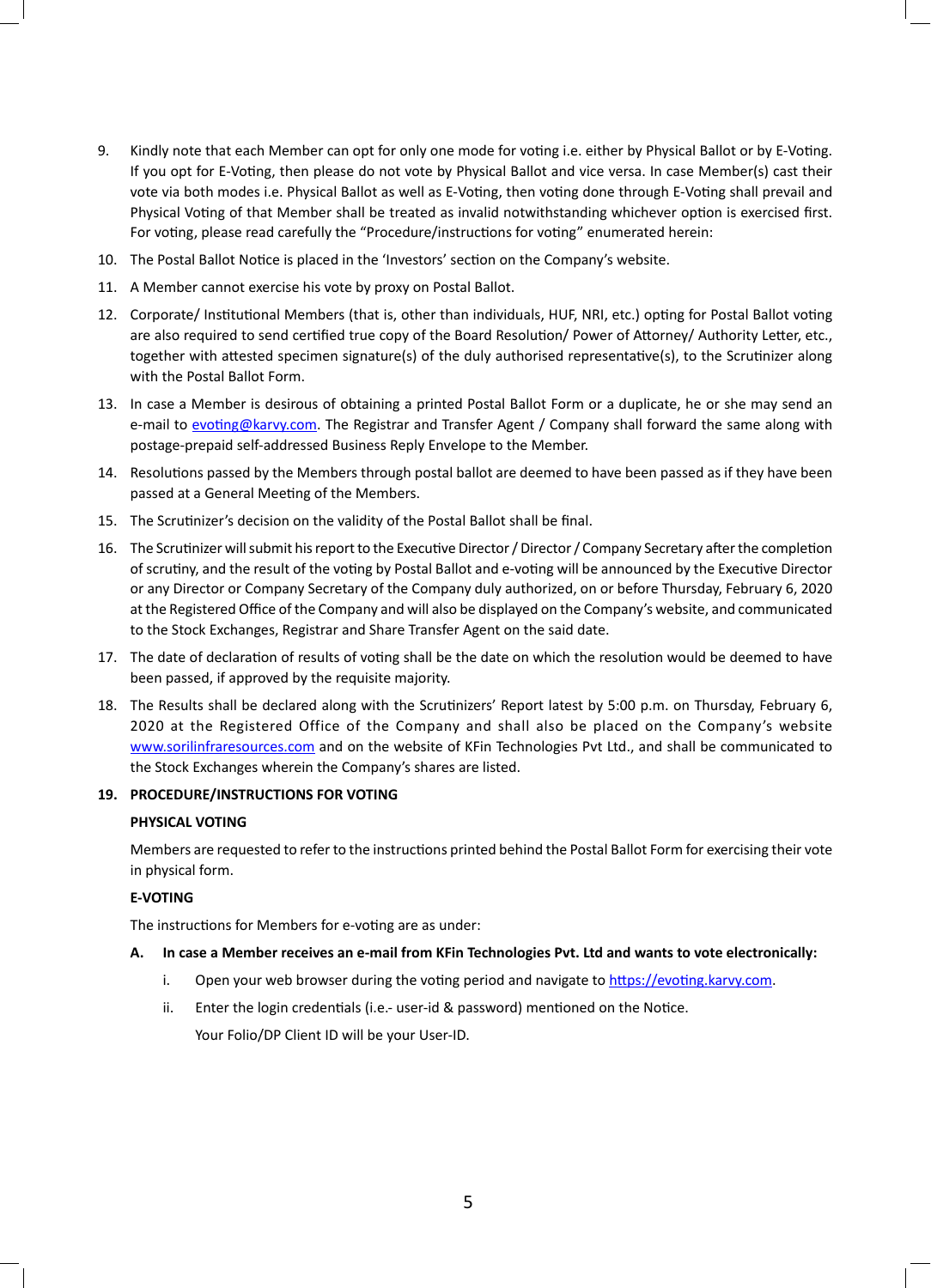9. Kindly note that each Member can opt for only one mode for voting i.e. either by Physical Ballot or by E-Voting. If you opt for E-Voting, then please do not vote by Physical Ballot and vice versa. In case Member(s) cast their vote via both modes i.e. Physical Ballot as well as E-Voting, then voting done through E-Voting shall prevail and Physical Voting of that Member shall be treated as invalid notwithstanding whichever option is exercised first. For voting, please read carefully the "Procedure/instructions for voting" enumerated herein:

10. The Postal Ballot Notice is placed in the 'Investors' section on the Company's website.

11. A Member cannot exercise his vote by proxy on Postal Ballot.

12. Corporate/ Institutional Members (that is, other than individuals, HUF, NRI, etc.) opting for Postal Ballot voting are also required to send certified true copy of the Board Resolution/ Power of Attorney/ Authority Letter, etc., together with attested specimen signature(s) of the duly authorised representative(s), to the Scrutinizer along with the Postal Ballot Form.

13. In case a Member is desirous of obtaining a printed Postal Ballot Form or a duplicate, he or she may send an e-mail to evoting@karvy.com. The Registrar and Transfer Agent / Company shall forward the same along with postage-prepaid self-addressed Business Reply Envelope to the Member.

14. Resolutions passed by the Members through postal ballot are deemed to have been passed as if they have been passed at a General Meeting of the Members.

15. The Scrutinizer's decision on the validity of the Postal Ballot shall be final.

16. The Scrutinizer will submit his report to the Executive Director / Director / Company Secretary after the completion of scrutiny, and the result of the voting by Postal Ballot and e-voting will be announced by the Executive Director or any Director or Company Secretary of the Company duly authorized, on or before Thursday, February 6, 2020 at the Registered Office of the Company and will also be displayed on the Company's website, and communicated to the Stock Exchanges, Registrar and Share Transfer Agent on the said date.

17. The date of declaration of results of voting shall be the date on which the resolution would be deemed to have been passed, if approved by the requisite majority.

18. The Results shall be declared along with the Scrutinizers' Report latest by 5:00 p.m. on Thursday, February 6, 2020 at the Registered Office of the Company and shall also be placed on the Company's website www.sorilinfraresources.com and on the website of KFin Technologies Pvt Ltd., and shall be communicated to the Stock Exchanges wherein the Company's shares are listed.

19. **PROCEDURE/INSTRUCTIONS FOR VOTING**

    **PHYSICAL VOTING**

    Members are requested to refer to the instructions printed behind the Postal Ballot Form for exercising their vote in physical form.

    **E-VOTING**

    The instructions for Members for e-voting are as under:

    **A. In case a Member receives an e-mail from KFin Technologies Pvt. Ltd and wants to vote electronically:**

    i. Open your web browser during the voting period and navigate to https://evoting.karvy.com.

    ii. Enter the login credentials (i.e.- user-id & password) mentioned on the Notice.

        Your Folio/DP Client ID will be your User-ID.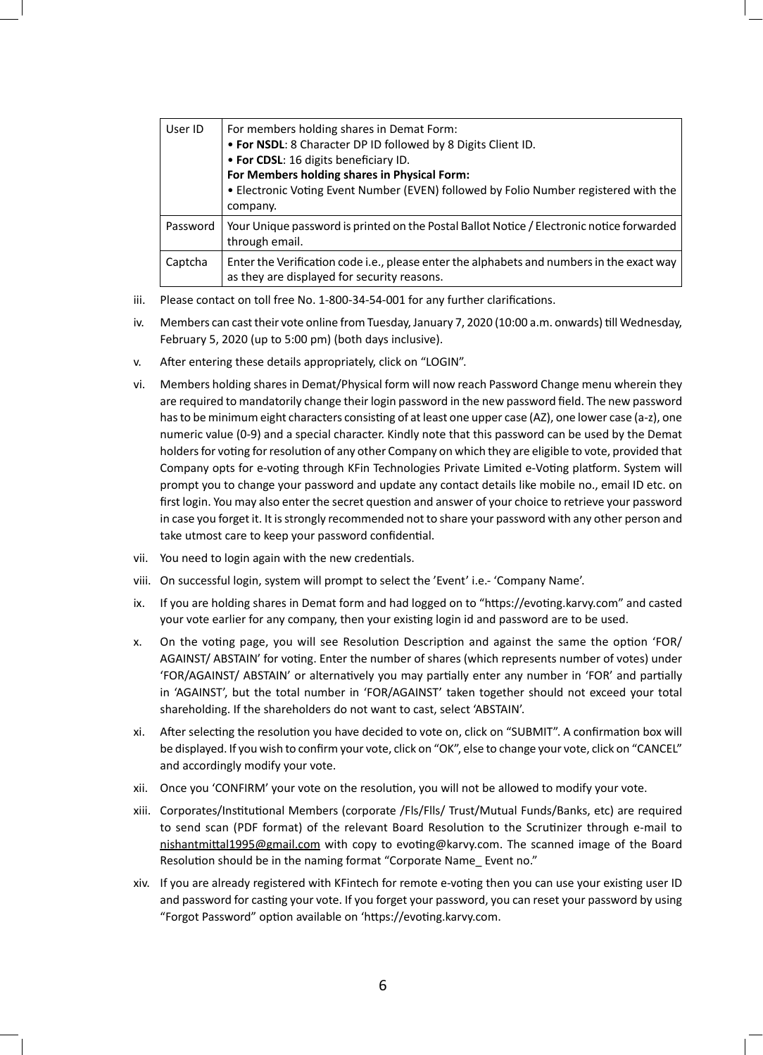| User ID | For members holding shares in Demat Form:<br>• **For NSDL**: 8 Character DP ID followed by 8 Digits Client ID.<br>• **For CDSL**: 16 digits beneficiary ID.<br>**For Members holding shares in Physical Form:**<br>• Electronic Voting Event Number (EVEN) followed by Folio Number registered with the company. |
|---|---|
| Password | Your Unique password is printed on the Postal Ballot Notice / Electronic notice forwarded through email. |
| Captcha | Enter the Verification code i.e., please enter the alphabets and numbers in the exact way as they are displayed for security reasons. |

iii. Please contact on toll free No. 1-800-34-54-001 for any further clarifications.

iv. Members can cast their vote online from Tuesday, January 7, 2020 (10:00 a.m. onwards) till Wednesday, February 5, 2020 (up to 5:00 pm) (both days inclusive).

v. After entering these details appropriately, click on "LOGIN".

vi. Members holding shares in Demat/Physical form will now reach Password Change menu wherein they are required to mandatorily change their login password in the new password field. The new password has to be minimum eight characters consisting of at least one upper case (AZ), one lower case (a-z), one numeric value (0-9) and a special character. Kindly note that this password can be used by the Demat holders for voting for resolution of any other Company on which they are eligible to vote, provided that Company opts for e-voting through KFin Technologies Private Limited e-Voting platform. System will prompt you to change your password and update any contact details like mobile no., email ID etc. on first login. You may also enter the secret question and answer of your choice to retrieve your password in case you forget it. It is strongly recommended not to share your password with any other person and take utmost care to keep your password confidential.

vii. You need to login again with the new credentials.

viii. On successful login, system will prompt to select the 'Event' i.e.- 'Company Name'.

ix. If you are holding shares in Demat form and had logged on to "https://evoting.karvy.com" and casted your vote earlier for any company, then your existing login id and password are to be used.

x. On the voting page, you will see Resolution Description and against the same the option 'FOR/ AGAINST/ ABSTAIN' for voting. Enter the number of shares (which represents number of votes) under 'FOR/AGAINST/ ABSTAIN' or alternatively you may partially enter any number in 'FOR' and partially in 'AGAINST', but the total number in 'FOR/AGAINST' taken together should not exceed your total shareholding. If the shareholders do not want to cast, select 'ABSTAIN'.

xi. After selecting the resolution you have decided to vote on, click on "SUBMIT". A confirmation box will be displayed. If you wish to confirm your vote, click on "OK", else to change your vote, click on "CANCEL" and accordingly modify your vote.

xii. Once you 'CONFIRM' your vote on the resolution, you will not be allowed to modify your vote.

xiii. Corporates/Institutional Members (corporate /Fls/Flls/ Trust/Mutual Funds/Banks, etc) are required to send scan (PDF format) of the relevant Board Resolution to the Scrutinizer through e-mail to nishantmittal1995@gmail.com with copy to evoting@karvy.com. The scanned image of the Board Resolution should be in the naming format "Corporate Name_ Event no."

xiv. If you are already registered with KFintech for remote e-voting then you can use your existing user ID and password for casting your vote. If you forget your password, you can reset your password by using "Forgot Password" option available on 'https://evoting.karvy.com.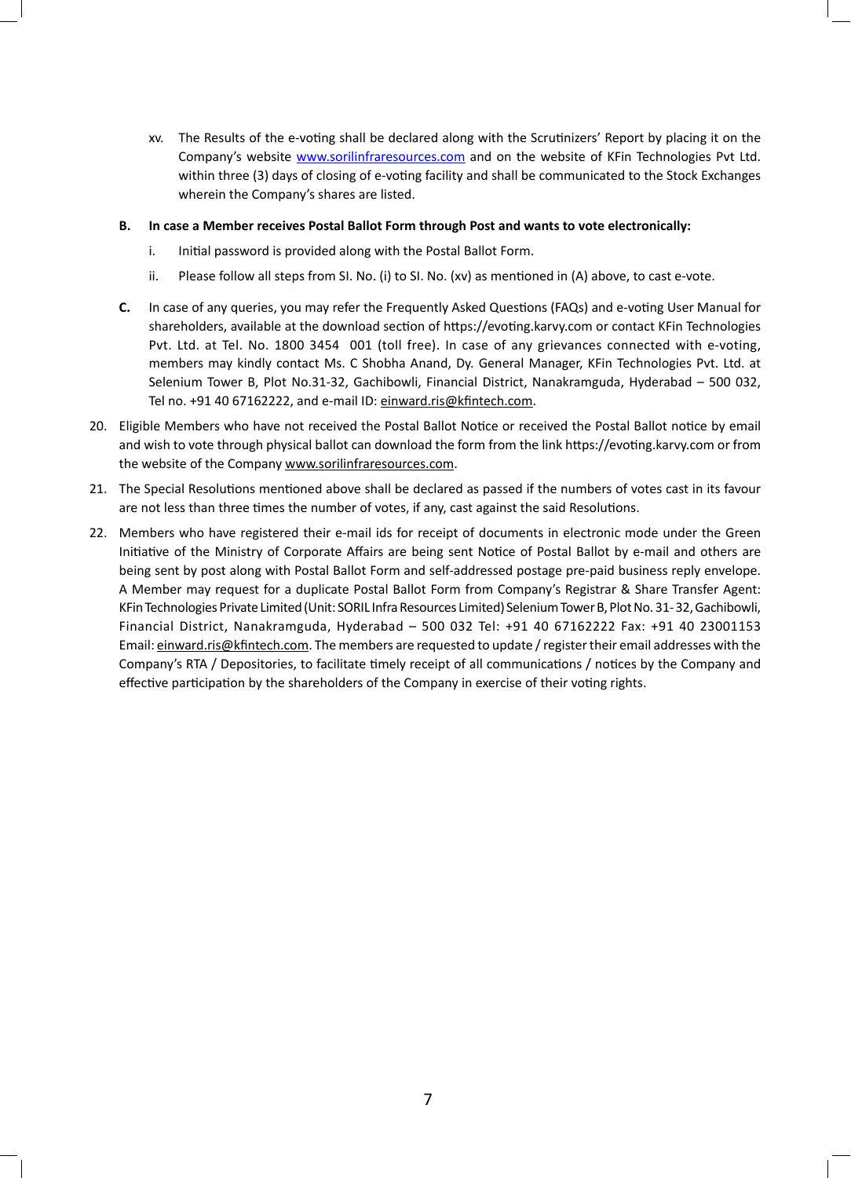xv. The Results of the e-voting shall be declared along with the Scrutinizers' Report by placing it on the Company's website www.sorilinfraresources.com and on the website of KFin Technologies Pvt Ltd. within three (3) days of closing of e-voting facility and shall be communicated to the Stock Exchanges wherein the Company's shares are listed.

**B. In case a Member receives Postal Ballot Form through Post and wants to vote electronically:**

i. Initial password is provided along with the Postal Ballot Form.

ii. Please follow all steps from SI. No. (i) to SI. No. (xv) as mentioned in (A) above, to cast e-vote.

**C.** In case of any queries, you may refer the Frequently Asked Questions (FAQs) and e-voting User Manual for shareholders, available at the download section of https://evoting.karvy.com or contact KFin Technologies Pvt. Ltd. at Tel. No. 1800 3454 001 (toll free). In case of any grievances connected with e-voting, members may kindly contact Ms. C Shobha Anand, Dy. General Manager, KFin Technologies Pvt. Ltd. at Selenium Tower B, Plot No.31-32, Gachibowli, Financial District, Nanakramguda, Hyderabad – 500 032, Tel no. +91 40 67162222, and e-mail ID: einward.ris@kfintech.com.

20. Eligible Members who have not received the Postal Ballot Notice or received the Postal Ballot notice by email and wish to vote through physical ballot can download the form from the link https://evoting.karvy.com or from the website of the Company www.sorilinfraresources.com.

21. The Special Resolutions mentioned above shall be declared as passed if the numbers of votes cast in its favour are not less than three times the number of votes, if any, cast against the said Resolutions.

22. Members who have registered their e-mail ids for receipt of documents in electronic mode under the Green Initiative of the Ministry of Corporate Affairs are being sent Notice of Postal Ballot by e-mail and others are being sent by post along with Postal Ballot Form and self-addressed postage pre-paid business reply envelope. A Member may request for a duplicate Postal Ballot Form from Company's Registrar & Share Transfer Agent: KFin Technologies Private Limited (Unit: SORIL Infra Resources Limited) Selenium Tower B, Plot No. 31- 32, Gachibowli, Financial District, Nanakramguda, Hyderabad – 500 032 Tel: +91 40 67162222 Fax: +91 40 23001153 Email: einward.ris@kfintech.com. The members are requested to update / register their email addresses with the Company's RTA / Depositories, to facilitate timely receipt of all communications / notices by the Company and effective participation by the shareholders of the Company in exercise of their voting rights.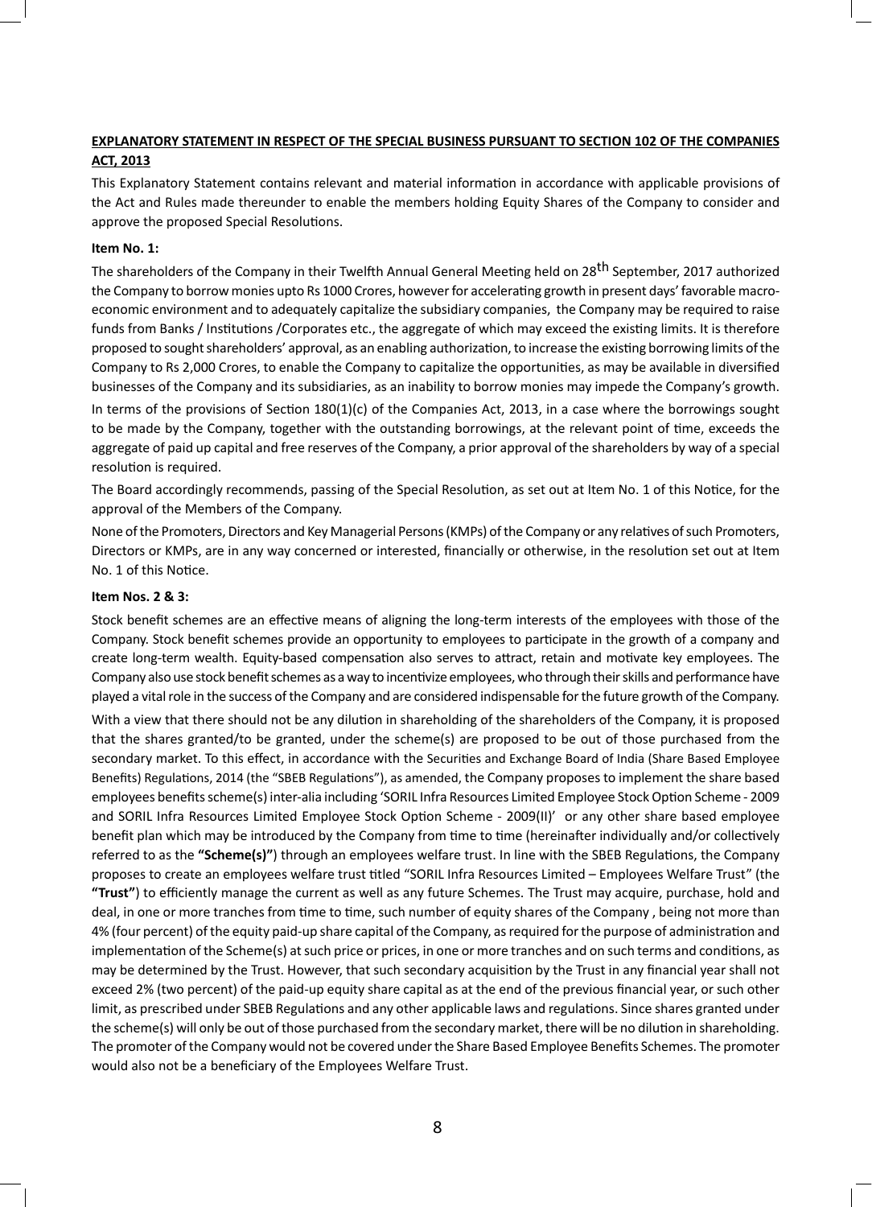## EXPLANATORY STATEMENT IN RESPECT OF THE SPECIAL BUSINESS PURSUANT TO SECTION 102 OF THE COMPANIES ACT, 2013

This Explanatory Statement contains relevant and material information in accordance with applicable provisions of the Act and Rules made thereunder to enable the members holding Equity Shares of the Company to consider and approve the proposed Special Resolutions.

**Item No. 1:**

The shareholders of the Company in their Twelfth Annual General Meeting held on 28th September, 2017 authorized the Company to borrow monies upto Rs 1000 Crores, however for accelerating growth in present days' favorable macro-economic environment and to adequately capitalize the subsidiary companies, the Company may be required to raise funds from Banks / Institutions /Corporates etc., the aggregate of which may exceed the existing limits. It is therefore proposed to sought shareholders' approval, as an enabling authorization, to increase the existing borrowing limits of the Company to Rs 2,000 Crores, to enable the Company to capitalize the opportunities, as may be available in diversified businesses of the Company and its subsidiaries, as an inability to borrow monies may impede the Company's growth.

In terms of the provisions of Section 180(1)(c) of the Companies Act, 2013, in a case where the borrowings sought to be made by the Company, together with the outstanding borrowings, at the relevant point of time, exceeds the aggregate of paid up capital and free reserves of the Company, a prior approval of the shareholders by way of a special resolution is required.

The Board accordingly recommends, passing of the Special Resolution, as set out at Item No. 1 of this Notice, for the approval of the Members of the Company.

None of the Promoters, Directors and Key Managerial Persons (KMPs) of the Company or any relatives of such Promoters, Directors or KMPs, are in any way concerned or interested, financially or otherwise, in the resolution set out at Item No. 1 of this Notice.

**Item Nos. 2 & 3:**

Stock benefit schemes are an effective means of aligning the long-term interests of the employees with those of the Company. Stock benefit schemes provide an opportunity to employees to participate in the growth of a company and create long-term wealth. Equity-based compensation also serves to attract, retain and motivate key employees. The Company also use stock benefit schemes as a way to incentivize employees, who through their skills and performance have played a vital role in the success of the Company and are considered indispensable for the future growth of the Company.

With a view that there should not be any dilution in shareholding of the shareholders of the Company, it is proposed that the shares granted/to be granted, under the scheme(s) are proposed to be out of those purchased from the secondary market. To this effect, in accordance with the Securities and Exchange Board of India (Share Based Employee Benefits) Regulations, 2014 (the "SBEB Regulations"), as amended, the Company proposes to implement the share based employees benefits scheme(s) inter-alia including 'SORIL Infra Resources Limited Employee Stock Option Scheme - 2009 and SORIL Infra Resources Limited Employee Stock Option Scheme - 2009(II)' or any other share based employee benefit plan which may be introduced by the Company from time to time (hereinafter individually and/or collectively referred to as the **"Scheme(s)"**) through an employees welfare trust. In line with the SBEB Regulations, the Company proposes to create an employees welfare trust titled "SORIL Infra Resources Limited – Employees Welfare Trust" (the **"Trust"**) to efficiently manage the current as well as any future Schemes. The Trust may acquire, purchase, hold and deal, in one or more tranches from time to time, such number of equity shares of the Company , being not more than 4% (four percent) of the equity paid-up share capital of the Company, as required for the purpose of administration and implementation of the Scheme(s) at such price or prices, in one or more tranches and on such terms and conditions, as may be determined by the Trust. However, that such secondary acquisition by the Trust in any financial year shall not exceed 2% (two percent) of the paid-up equity share capital as at the end of the previous financial year, or such other limit, as prescribed under SBEB Regulations and any other applicable laws and regulations. Since shares granted under the scheme(s) will only be out of those purchased from the secondary market, there will be no dilution in shareholding. The promoter of the Company would not be covered under the Share Based Employee Benefits Schemes. The promoter would also not be a beneficiary of the Employees Welfare Trust.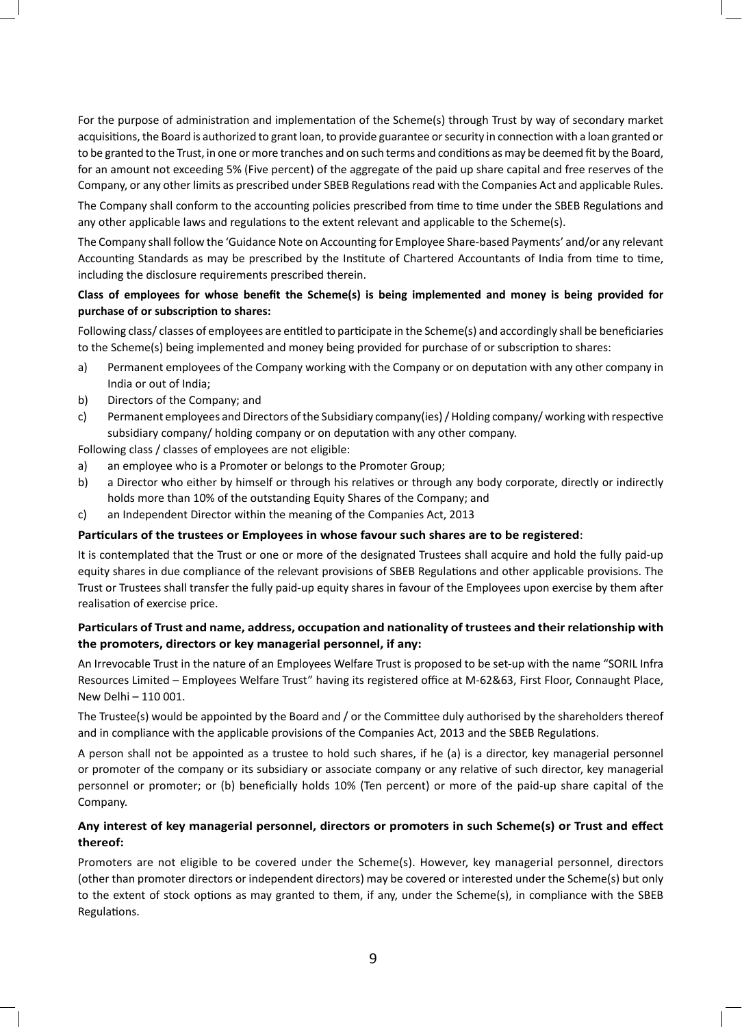For the purpose of administration and implementation of the Scheme(s) through Trust by way of secondary market acquisitions, the Board is authorized to grant loan, to provide guarantee or security in connection with a loan granted or to be granted to the Trust, in one or more tranches and on such terms and conditions as may be deemed fit by the Board, for an amount not exceeding 5% (Five percent) of the aggregate of the paid up share capital and free reserves of the Company, or any other limits as prescribed under SBEB Regulations read with the Companies Act and applicable Rules.

The Company shall conform to the accounting policies prescribed from time to time under the SBEB Regulations and any other applicable laws and regulations to the extent relevant and applicable to the Scheme(s).

The Company shall follow the 'Guidance Note on Accounting for Employee Share-based Payments' and/or any relevant Accounting Standards as may be prescribed by the Institute of Chartered Accountants of India from time to time, including the disclosure requirements prescribed therein.

**Class of employees for whose benefit the Scheme(s) is being implemented and money is being provided for purchase of or subscription to shares:**

Following class/ classes of employees are entitled to participate in the Scheme(s) and accordingly shall be beneficiaries to the Scheme(s) being implemented and money being provided for purchase of or subscription to shares:

a) Permanent employees of the Company working with the Company or on deputation with any other company in India or out of India;
b) Directors of the Company; and
c) Permanent employees and Directors of the Subsidiary company(ies) / Holding company/ working with respective subsidiary company/ holding company or on deputation with any other company.

Following class / classes of employees are not eligible:

a) an employee who is a Promoter or belongs to the Promoter Group;
b) a Director who either by himself or through his relatives or through any body corporate, directly or indirectly holds more than 10% of the outstanding Equity Shares of the Company; and
c) an Independent Director within the meaning of the Companies Act, 2013

**Particulars of the trustees or Employees in whose favour such shares are to be registered**:

It is contemplated that the Trust or one or more of the designated Trustees shall acquire and hold the fully paid-up equity shares in due compliance of the relevant provisions of SBEB Regulations and other applicable provisions. The Trust or Trustees shall transfer the fully paid-up equity shares in favour of the Employees upon exercise by them after realisation of exercise price.

**Particulars of Trust and name, address, occupation and nationality of trustees and their relationship with the promoters, directors or key managerial personnel, if any:**

An Irrevocable Trust in the nature of an Employees Welfare Trust is proposed to be set-up with the name "SORIL Infra Resources Limited – Employees Welfare Trust" having its registered office at M-62&63, First Floor, Connaught Place, New Delhi – 110 001.

The Trustee(s) would be appointed by the Board and / or the Committee duly authorised by the shareholders thereof and in compliance with the applicable provisions of the Companies Act, 2013 and the SBEB Regulations.

A person shall not be appointed as a trustee to hold such shares, if he (a) is a director, key managerial personnel or promoter of the company or its subsidiary or associate company or any relative of such director, key managerial personnel or promoter; or (b) beneficially holds 10% (Ten percent) or more of the paid-up share capital of the Company.

**Any interest of key managerial personnel, directors or promoters in such Scheme(s) or Trust and effect thereof:**

Promoters are not eligible to be covered under the Scheme(s). However, key managerial personnel, directors (other than promoter directors or independent directors) may be covered or interested under the Scheme(s) but only to the extent of stock options as may granted to them, if any, under the Scheme(s), in compliance with the SBEB Regulations.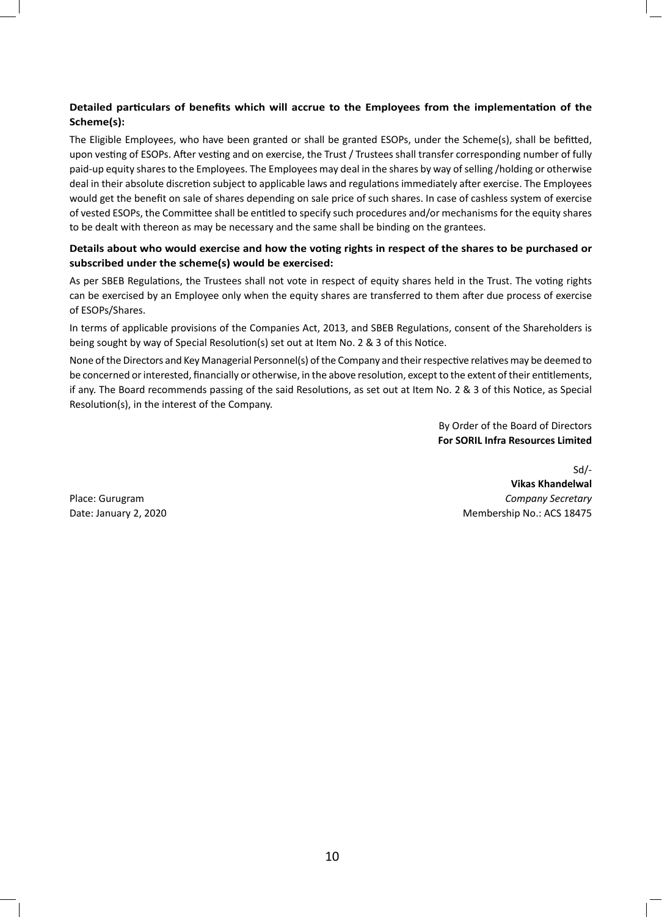**Detailed particulars of benefits which will accrue to the Employees from the implementation of the Scheme(s):**

The Eligible Employees, who have been granted or shall be granted ESOPs, under the Scheme(s), shall be befitted, upon vesting of ESOPs. After vesting and on exercise, the Trust / Trustees shall transfer corresponding number of fully paid-up equity shares to the Employees. The Employees may deal in the shares by way of selling /holding or otherwise deal in their absolute discretion subject to applicable laws and regulations immediately after exercise. The Employees would get the benefit on sale of shares depending on sale price of such shares. In case of cashless system of exercise of vested ESOPs, the Committee shall be entitled to specify such procedures and/or mechanisms for the equity shares to be dealt with thereon as may be necessary and the same shall be binding on the grantees.

**Details about who would exercise and how the voting rights in respect of the shares to be purchased or subscribed under the scheme(s) would be exercised:**

As per SBEB Regulations, the Trustees shall not vote in respect of equity shares held in the Trust. The voting rights can be exercised by an Employee only when the equity shares are transferred to them after due process of exercise of ESOPs/Shares.

In terms of applicable provisions of the Companies Act, 2013, and SBEB Regulations, consent of the Shareholders is being sought by way of Special Resolution(s) set out at Item No. 2 & 3 of this Notice.

None of the Directors and Key Managerial Personnel(s) of the Company and their respective relatives may be deemed to be concerned or interested, financially or otherwise, in the above resolution, except to the extent of their entitlements, if any. The Board recommends passing of the said Resolutions, as set out at Item No. 2 & 3 of this Notice, as Special Resolution(s), in the interest of the Company.

By Order of the Board of Directors
**For SORIL Infra Resources Limited**

Sd/-
**Vikas Khandelwal**
*Company Secretary*
Membership No.: ACS 18475

Place: Gurugram
Date: January 2, 2020